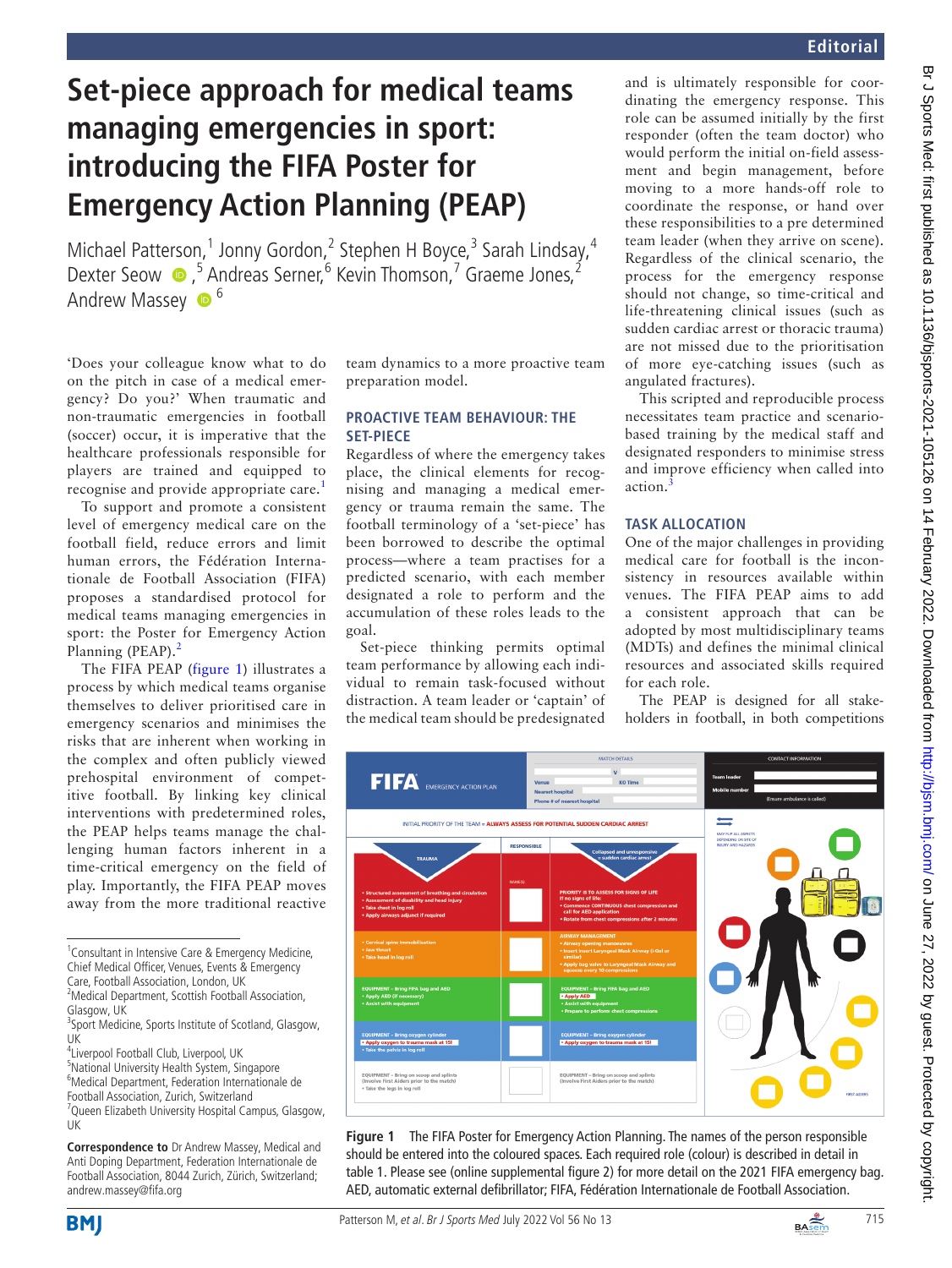Editorial

# Set-piece approach for medical teams managing emergencies in sport: introducing the FIFA Poster for Emergency Action Planning (PEAP)

Michael Patterson,[1] Jonny Gordon,[2] Stephen H Boyce,[3] Sarah Lindsay,[4] Dexter Seow,[5] Andreas Serner,[6] Kevin Thomson,[7] Graeme Jones,[2] Andrew Massey[6]

'Does your colleague know what to do on the pitch in case of a medical emergency? Do you?' When traumatic and non-traumatic emergencies in football (soccer) occur, it is imperative that the healthcare professionals responsible for players are trained and equipped to recognise and provide appropriate care.[1]

To support and promote a consistent level of emergency medical care on the football field, reduce errors and limit human errors, the Fédération Internationale de Football Association (FIFA) proposes a standardised protocol for medical teams managing emergencies in sport: the Poster for Emergency Action Planning (PEAP).[2]

The FIFA PEAP (figure 1) illustrates a process by which medical teams organise themselves to deliver prioritised care in emergency scenarios and minimises the risks that are inherent when working in the complex and often publicly viewed prehospital environment of competitive football. By linking key clinical interventions with predetermined roles, the PEAP helps teams manage the challenging human factors inherent in a time-critical emergency on the field of play. Importantly, the FIFA PEAP moves away from the more traditional reactive team dynamics to a more proactive team preparation model.

## PROACTIVE TEAM BEHAVIOUR: THE SET-PIECE

Regardless of where the emergency takes place, the clinical elements for recognising and managing a medical emergency or trauma remain the same. The football terminology of a 'set-piece' has been borrowed to describe the optimal process—where a team practises for a predicted scenario, with each member designated a role to perform and the accumulation of these roles leads to the goal.

Set-piece thinking permits optimal team performance by allowing each individual to remain task-focused without distraction. A team leader or 'captain' of the medical team should be predesignated and is ultimately responsible for coordinating the emergency response. This role can be assumed initially by the first responder (often the team doctor) who would perform the initial on-field assessment and begin management, before moving to a more hands-off role to coordinate the response, or hand over these responsibilities to a pre determined team leader (when they arrive on scene). Regardless of the clinical scenario, the process for the emergency response should not change, so time-critical and life-threatening clinical issues (such as sudden cardiac arrest or thoracic trauma) are not missed due to the prioritisation of more eye-catching issues (such as angulated fractures).

This scripted and reproducible process necessitates team practice and scenario-based training by the medical staff and designated responders to minimise stress and improve efficiency when called into action.[3]

## TASK ALLOCATION

One of the major challenges in providing medical care for football is the inconsistency in resources available within venues. The FIFA PEAP aims to add a consistent approach that can be adopted by most multidisciplinary teams (MDTs) and defines the minimal clinical resources and associated skills required for each role.

The PEAP is designed for all stakeholders in football, in both competitions

Figure 1 The FIFA Poster for Emergency Action Planning. The names of the person responsible should be entered into the coloured spaces. Each required role (colour) is described in detail in table 1. Please see (online supplemental figure 2) for more detail on the 2021 FIFA emergency bag. AED, automatic external defibrillator; FIFA, Fédération Internationale de Football Association.

[1]Consultant in Intensive Care & Emergency Medicine, Chief Medical Officer, Venues, Events & Emergency Care, Football Association, London, UK
[2]Medical Department, Scottish Football Association, Glasgow, UK
[3]Sport Medicine, Sports Institute of Scotland, Glasgow, UK
[4]Liverpool Football Club, Liverpool, UK
[5]National University Health System, Singapore
[6]Medical Department, Federation Internationale de Football Association, Zurich, Switzerland
[7]Queen Elizabeth University Hospital Campus, Glasgow, UK

**Correspondence to** Dr Andrew Massey, Medical and Anti Doping Department, Federation Internationale de Football Association, 8044 Zurich, Zürich, Switzerland; andrew.massey@fifa.org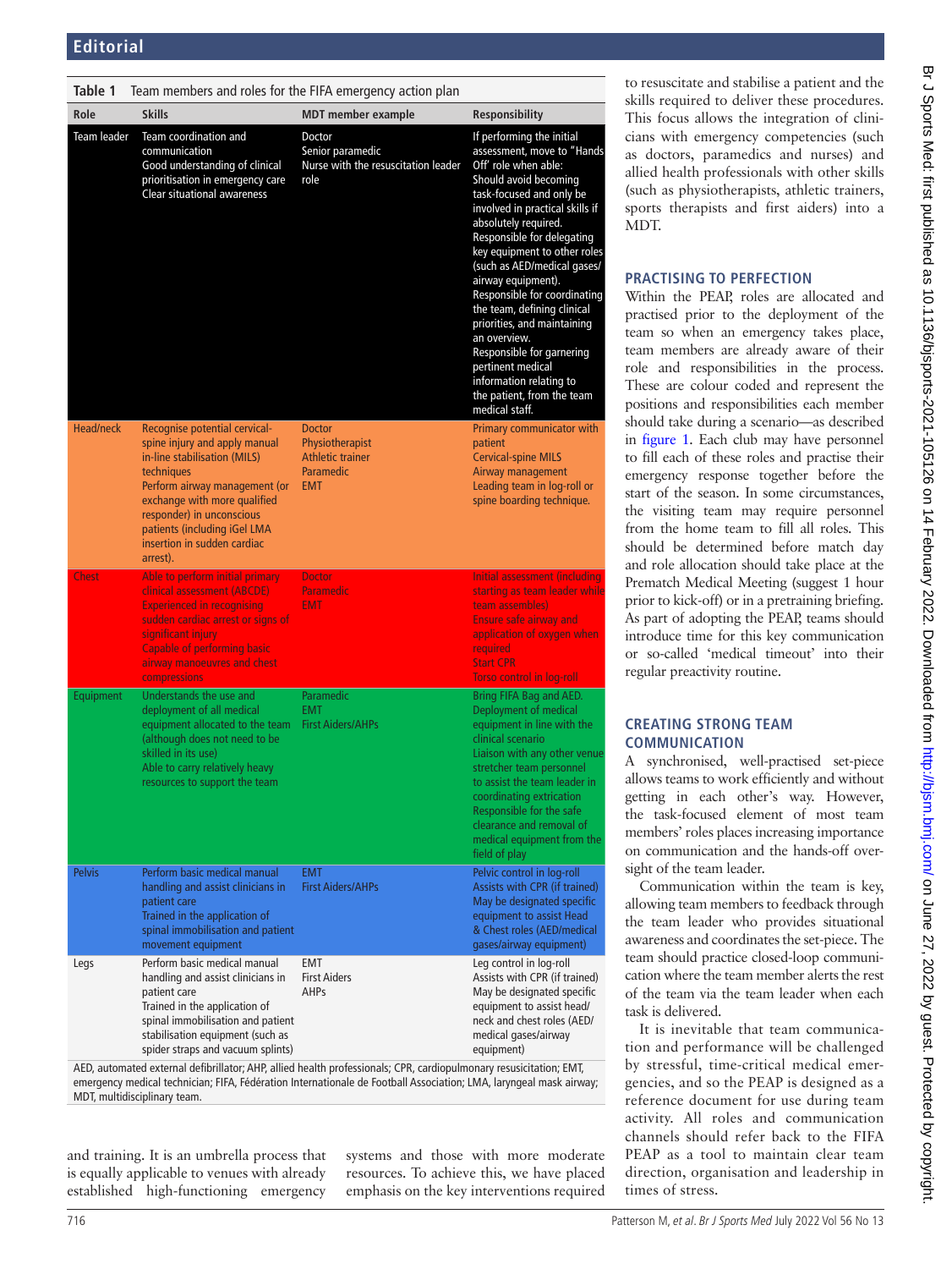**Table 1** Team members and roles for the FIFA emergency action plan

| Role | Skills | MDT member example | Responsibility |
|---|---|---|---|
| Team leader | Team coordination and communication<br>Good understanding of clinical prioritisation in emergency care<br>Clear situational awareness | Doctor<br>Senior paramedic<br>Nurse with the resuscitation leader role | If performing the initial assessment, move to "Hands Off' role when able:<br>Should avoid becoming task-focused and only be involved in practical skills if absolutely required.<br>Responsible for delegating key equipment to other roles (such as AED/medical gases/airway equipment).<br>Responsible for coordinating the team, defining clinical priorities, and maintaining an overview.<br>Responsible for garnering pertinent medical information relating to the patient, from the team medical staff. |
| Head/neck | Recognise potential cervical-spine injury and apply manual in-line stabilisation (MILS) techniques<br>Perform airway management (or exchange with more qualified responder) in unconscious patients (including iGel LMA insertion in sudden cardiac arrest). | Doctor<br>Physiotherapist<br>Athletic trainer<br>Paramedic<br>EMT | Primary communicator with patient<br>Cervical-spine MILS<br>Airway management<br>Leading team in log-roll or spine boarding technique. |
| Chest | Able to perform initial primary clinical assessment (ABCDE)<br>Experienced in recognising sudden cardiac arrest or signs of significant injury<br>Capable of performing basic airway manoeuvres and chest compressions | Doctor<br>Paramedic<br>EMT | Initial assessment (including starting as team leader while team assembles)<br>Ensure safe airway and application of oxygen when required<br>Start CPR<br>Torso control in log-roll |
| Equipment | Understands the use and deployment of all medical equipment allocated to the team (although does not need to be skilled in its use)<br>Able to carry relatively heavy resources to support the team | Paramedic<br>EMT<br>First Aiders/AHPs | Bring FIFA Bag and AED.<br>Deployment of medical equipment in line with the clinical scenario<br>Liaison with any other venue stretcher team personnel to assist the team leader in coordinating extrication<br>Responsible for the safe clearance and removal of medical equipment from the field of play |
| Pelvis | Perform basic medical manual handling and assist clinicians in patient care<br>Trained in the application of spinal immobilisation and patient movement equipment | EMT<br>First Aiders/AHPs | Pelvic control in log-roll<br>Assists with CPR (if trained)<br>May be designated specific equipment to assist Head & Chest roles (AED/medical gases/airway equipment) |
| Legs | Perform basic medical manual handling and assist clinicians in patient care<br>Trained in the application of spinal immobilisation and patient stabilisation equipment (such as spider straps and vacuum splints) | EMT<br>First Aiders<br>AHPs | Leg control in log-roll<br>Assists with CPR (if trained)<br>May be designated specific equipment to assist head/neck and chest roles (AED/medical gases/airway equipment) |

AED, automated external defibrillator; AHP, allied health professionals; CPR, cardiopulmonary resuscitation; EMT, emergency medical technician; FIFA, Fédération Internationale de Football Association; LMA, laryngeal mask airway; MDT, multidisciplinary team.

and training. It is an umbrella process that is equally applicable to venues with already established high-functioning emergency systems and those with more moderate resources. To achieve this, we have placed emphasis on the key interventions required to resuscitate and stabilise a patient and the skills required to deliver these procedures. This focus allows the integration of clinicians with emergency competencies (such as doctors, paramedics and nurses) and allied health professionals with other skills (such as physiotherapists, athletic trainers, sports therapists and first aiders) into a MDT.

## PRACTISING TO PERFECTION

Within the PEAP, roles are allocated and practised prior to the deployment of the team so when an emergency takes place, team members are already aware of their role and responsibilities in the process. These are colour coded and represent the positions and responsibilities each member should take during a scenario—as described in figure 1. Each club may have personnel to fill each of these roles and practise their emergency response together before the start of the season. In some circumstances, the visiting team may require personnel from the home team to fill all roles. This should be determined before match day and role allocation should take place at the Prematch Medical Meeting (suggest 1 hour prior to kick-off) or in a pretraining briefing. As part of adopting the PEAP, teams should introduce time for this key communication or so-called 'medical timeout' into their regular preactivity routine.

## CREATING STRONG TEAM COMMUNICATION

A synchronised, well-practised set-piece allows teams to work efficiently and without getting in each other's way. However, the task-focused element of most team members' roles places increasing importance on communication and the hands-off oversight of the team leader.

Communication within the team is key, allowing team members to feedback through the team leader who provides situational awareness and coordinates the set-piece. The team should practice closed-loop communication where the team member alerts the rest of the team via the team leader when each task is delivered.

It is inevitable that team communication and performance will be challenged by stressful, time-critical medical emergencies, and so the PEAP is designed as a reference document for use during team activity. All roles and communication channels should refer back to the FIFA PEAP as a tool to maintain clear team direction, organisation and leadership in times of stress.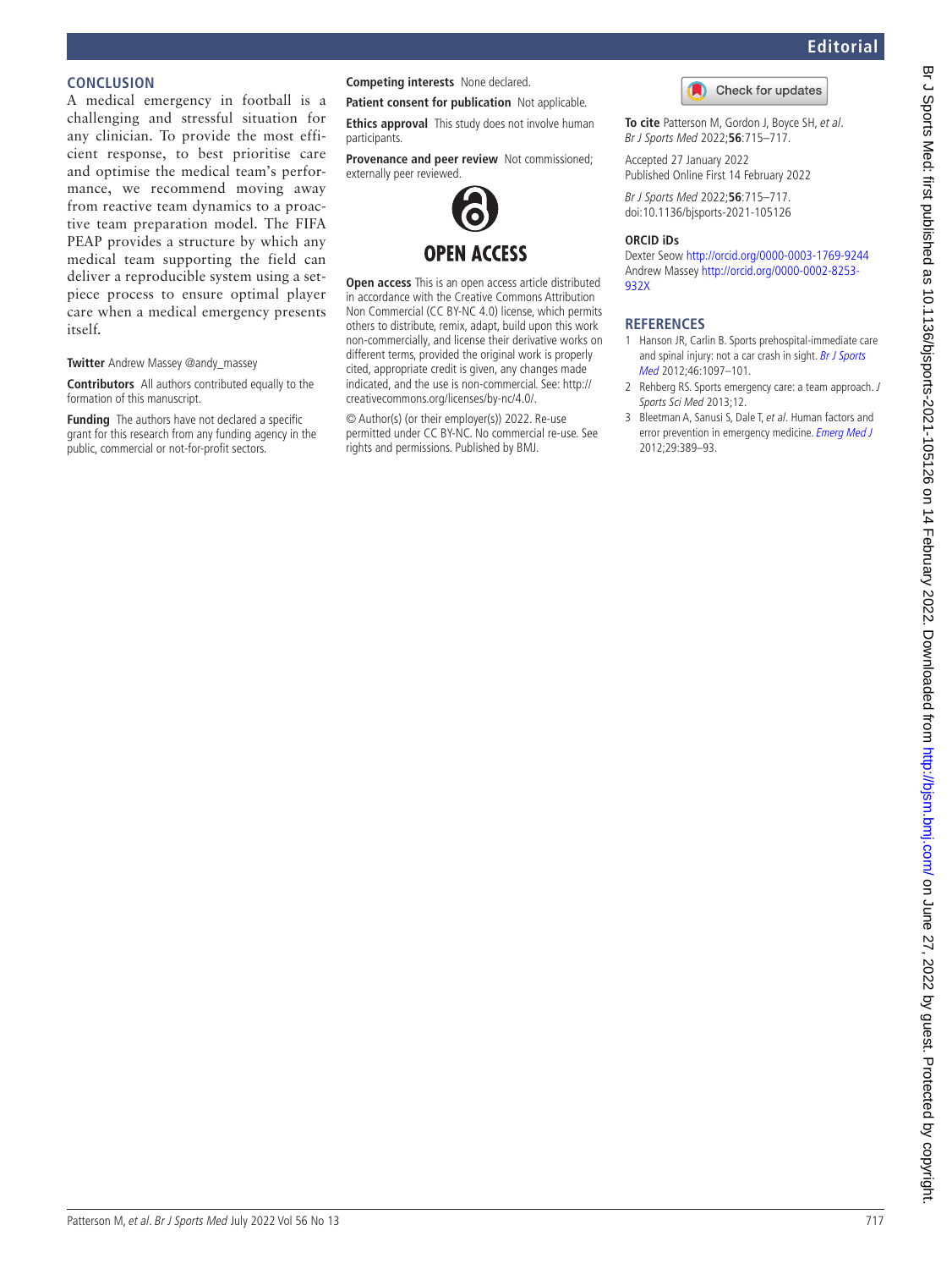## CONCLUSION

A medical emergency in football is a challenging and stressful situation for any clinician. To provide the most efficient response, to best prioritise care and optimise the medical team's performance, we recommend moving away from reactive team dynamics to a proactive team preparation model. The FIFA PEAP provides a structure by which any medical team supporting the field can deliver a reproducible system using a set-piece process to ensure optimal player care when a medical emergency presents itself.

**Twitter** Andrew Massey @andy_massey

**Contributors** All authors contributed equally to the formation of this manuscript.

**Funding** The authors have not declared a specific grant for this research from any funding agency in the public, commercial or not-for-profit sectors.

**Competing interests** None declared.

**Patient consent for publication** Not applicable.

**Ethics approval** This study does not involve human participants.

**Provenance and peer review** Not commissioned; externally peer reviewed.

**OPEN ACCESS**

**Open access** This is an open access article distributed in accordance with the Creative Commons Attribution Non Commercial (CC BY-NC 4.0) license, which permits others to distribute, remix, adapt, build upon this work non-commercially, and license their derivative works on different terms, provided the original work is properly cited, appropriate credit is given, any changes made indicated, and the use is non-commercial. See: http://creativecommons.org/licenses/by-nc/4.0/.

© Author(s) (or their employer(s)) 2022. Re-use permitted under CC BY-NC. No commercial re-use. See rights and permissions. Published by BMJ.

Check for updates

**To cite** Patterson M, Gordon J, Boyce SH, *et al*. *Br J Sports Med* 2022;**56**:715–717.

Accepted 27 January 2022
Published Online First 14 February 2022

*Br J Sports Med* 2022;**56**:715–717.
doi:10.1136/bjsports-2021-105126

**ORCID iDs**

Dexter Seow http://orcid.org/0000-0003-1769-9244
Andrew Massey http://orcid.org/0000-0002-8253-932X

## REFERENCES

1. Hanson JR, Carlin B. Sports prehospital-immediate care and spinal injury: not a car crash in sight. *Br J Sports Med* 2012;46:1097–101.
2. Rehberg RS. Sports emergency care: a team approach. *J Sports Sci Med* 2013;12.
3. Bleetman A, Sanusi S, Dale T, *et al*. Human factors and error prevention in emergency medicine. *Emerg Med J* 2012;29:389–93.